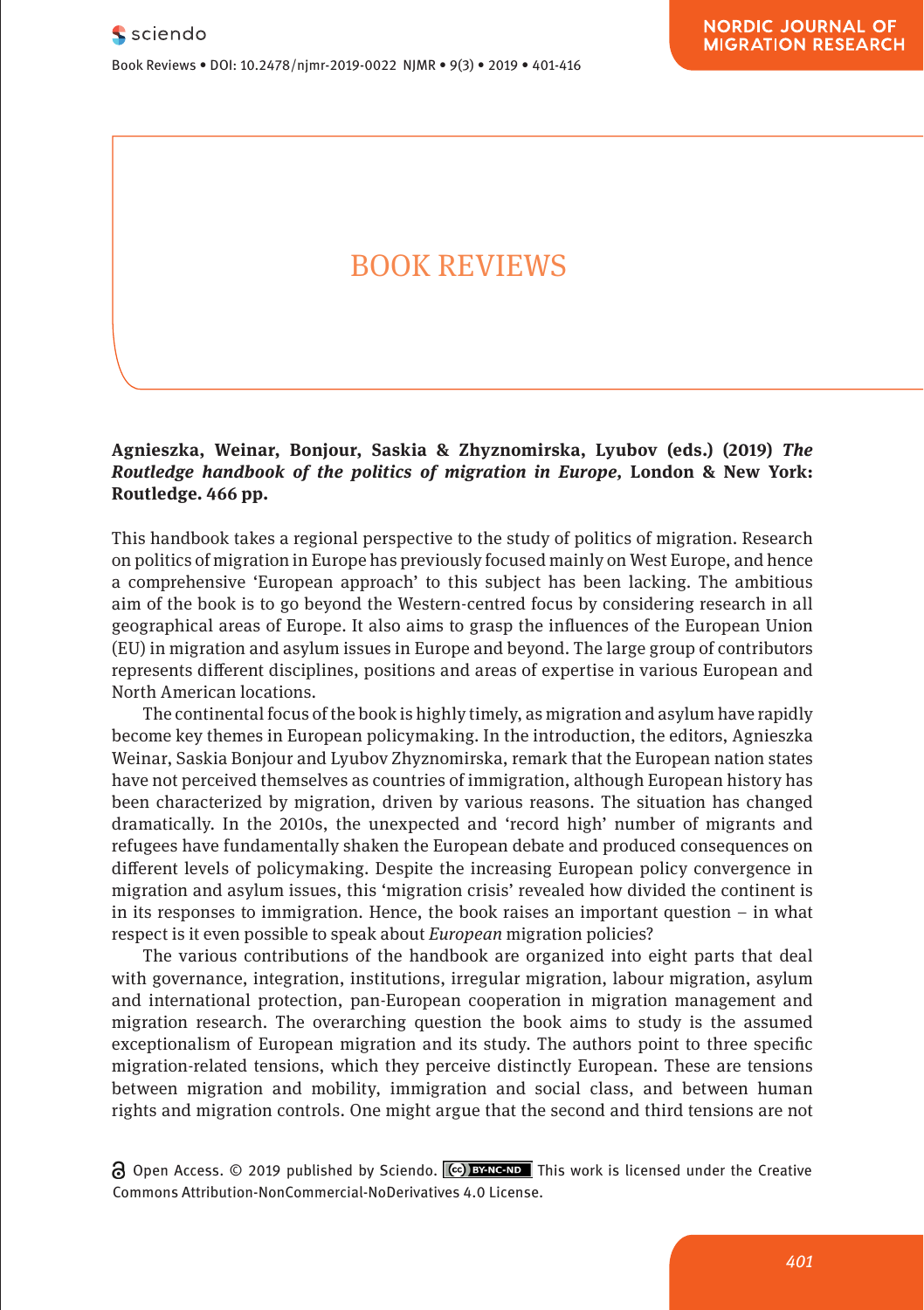# BOOK REVIEWS

**Agnieszka, Weinar, Bonjour, Saskia & Zhyznomirska, Lyubov (eds.) (2019) *The Routledge handbook of the politics of migration in Europe,* London & New York: Routledge. 466 pp.**

This handbook takes a regional perspective to the study of politics of migration. Research on politics of migration in Europe has previously focused mainly on West Europe, and hence a comprehensive 'European approach' to this subject has been lacking. The ambitious aim of the book is to go beyond the Western-centred focus by considering research in all geographical areas of Europe. It also aims to grasp the influences of the European Union (EU) in migration and asylum issues in Europe and beyond. The large group of contributors represents different disciplines, positions and areas of expertise in various European and North American locations.

The continental focus of the book is highly timely, as migration and asylum have rapidly become key themes in European policymaking. In the introduction, the editors, Agnieszka Weinar, Saskia Bonjour and Lyubov Zhyznomirska, remark that the European nation states have not perceived themselves as countries of immigration, although European history has been characterized by migration, driven by various reasons. The situation has changed dramatically. In the 2010s, the unexpected and 'record high' number of migrants and refugees have fundamentally shaken the European debate and produced consequences on different levels of policymaking. Despite the increasing European policy convergence in migration and asylum issues, this 'migration crisis' revealed how divided the continent is in its responses to immigration. Hence, the book raises an important question – in what respect is it even possible to speak about *European* migration policies?

The various contributions of the handbook are organized into eight parts that deal with governance, integration, institutions, irregular migration, labour migration, asylum and international protection, pan-European cooperation in migration management and migration research. The overarching question the book aims to study is the assumed exceptionalism of European migration and its study. The authors point to three specific migration-related tensions, which they perceive distinctly European. These are tensions between migration and mobility, immigration and social class, and between human rights and migration controls. One might argue that the second and third tensions are not

Open Access. © 2019 published by Sciendo. This work is licensed under the Creative Commons Attribution-NonCommercial-NoDerivatives 4.0 License.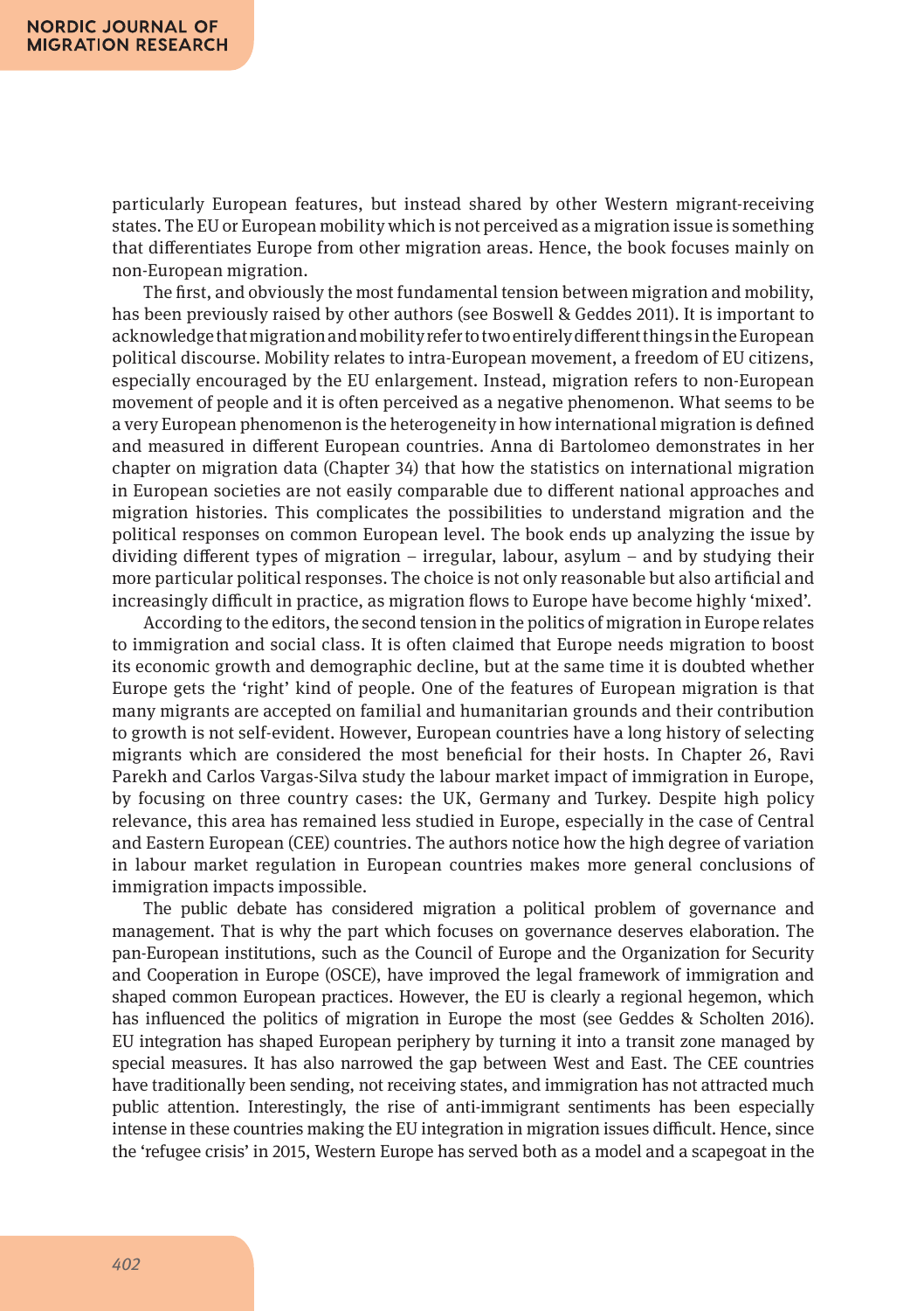particularly European features, but instead shared by other Western migrant-receiving states. The EU or European mobility which is not perceived as a migration issue is something that differentiates Europe from other migration areas. Hence, the book focuses mainly on non-European migration.

The first, and obviously the most fundamental tension between migration and mobility, has been previously raised by other authors (see Boswell & Geddes 2011). It is important to acknowledge that migration and mobility refer to two entirely different things in the European political discourse. Mobility relates to intra-European movement, a freedom of EU citizens, especially encouraged by the EU enlargement. Instead, migration refers to non-European movement of people and it is often perceived as a negative phenomenon. What seems to be a very European phenomenon is the heterogeneity in how international migration is defined and measured in different European countries. Anna di Bartolomeo demonstrates in her chapter on migration data (Chapter 34) that how the statistics on international migration in European societies are not easily comparable due to different national approaches and migration histories. This complicates the possibilities to understand migration and the political responses on common European level. The book ends up analyzing the issue by dividing different types of migration – irregular, labour, asylum – and by studying their more particular political responses. The choice is not only reasonable but also artificial and increasingly difficult in practice, as migration flows to Europe have become highly 'mixed'.

According to the editors, the second tension in the politics of migration in Europe relates to immigration and social class. It is often claimed that Europe needs migration to boost its economic growth and demographic decline, but at the same time it is doubted whether Europe gets the 'right' kind of people. One of the features of European migration is that many migrants are accepted on familial and humanitarian grounds and their contribution to growth is not self-evident. However, European countries have a long history of selecting migrants which are considered the most beneficial for their hosts. In Chapter 26, Ravi Parekh and Carlos Vargas-Silva study the labour market impact of immigration in Europe, by focusing on three country cases: the UK, Germany and Turkey. Despite high policy relevance, this area has remained less studied in Europe, especially in the case of Central and Eastern European (CEE) countries. The authors notice how the high degree of variation in labour market regulation in European countries makes more general conclusions of immigration impacts impossible.

The public debate has considered migration a political problem of governance and management. That is why the part which focuses on governance deserves elaboration. The pan-European institutions, such as the Council of Europe and the Organization for Security and Cooperation in Europe (OSCE), have improved the legal framework of immigration and shaped common European practices. However, the EU is clearly a regional hegemon, which has influenced the politics of migration in Europe the most (see Geddes & Scholten 2016). EU integration has shaped European periphery by turning it into a transit zone managed by special measures. It has also narrowed the gap between West and East. The CEE countries have traditionally been sending, not receiving states, and immigration has not attracted much public attention. Interestingly, the rise of anti-immigrant sentiments has been especially intense in these countries making the EU integration in migration issues difficult. Hence, since the 'refugee crisis' in 2015, Western Europe has served both as a model and a scapegoat in the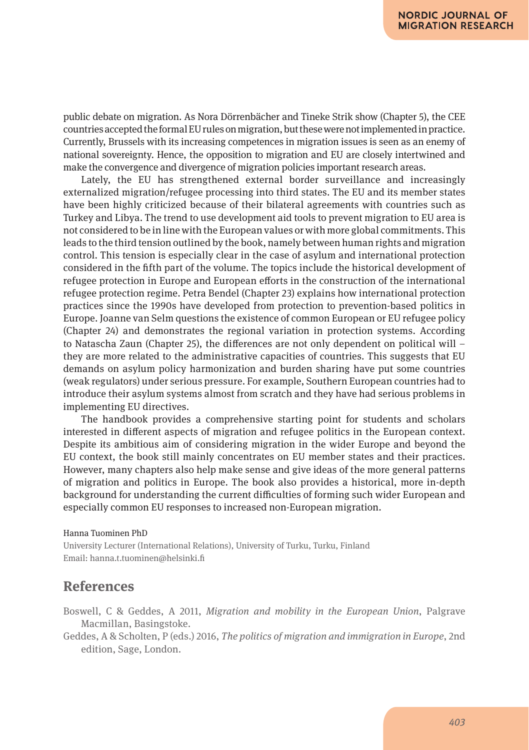public debate on migration. As Nora Dörrenbächer and Tineke Strik show (Chapter 5), the CEE countries accepted the formal EU rules on migration, but these were not implemented in practice. Currently, Brussels with its increasing competences in migration issues is seen as an enemy of national sovereignty. Hence, the opposition to migration and EU are closely intertwined and make the convergence and divergence of migration policies important research areas.

Lately, the EU has strengthened external border surveillance and increasingly externalized migration/refugee processing into third states. The EU and its member states have been highly criticized because of their bilateral agreements with countries such as Turkey and Libya. The trend to use development aid tools to prevent migration to EU area is not considered to be in line with the European values or with more global commitments. This leads to the third tension outlined by the book, namely between human rights and migration control. This tension is especially clear in the case of asylum and international protection considered in the fifth part of the volume. The topics include the historical development of refugee protection in Europe and European efforts in the construction of the international refugee protection regime. Petra Bendel (Chapter 23) explains how international protection practices since the 1990s have developed from protection to prevention-based politics in Europe. Joanne van Selm questions the existence of common European or EU refugee policy (Chapter 24) and demonstrates the regional variation in protection systems. According to Natascha Zaun (Chapter 25), the differences are not only dependent on political will – they are more related to the administrative capacities of countries. This suggests that EU demands on asylum policy harmonization and burden sharing have put some countries (weak regulators) under serious pressure. For example, Southern European countries had to introduce their asylum systems almost from scratch and they have had serious problems in implementing EU directives.

The handbook provides a comprehensive starting point for students and scholars interested in different aspects of migration and refugee politics in the European context. Despite its ambitious aim of considering migration in the wider Europe and beyond the EU context, the book still mainly concentrates on EU member states and their practices. However, many chapters also help make sense and give ideas of the more general patterns of migration and politics in Europe. The book also provides a historical, more in-depth background for understanding the current difficulties of forming such wider European and especially common EU responses to increased non-European migration.

Hanna Tuominen PhD

University Lecturer (International Relations), University of Turku, Turku, Finland
Email: hanna.t.tuominen@helsinki.fi

## References

Boswell, C & Geddes, A 2011, *Migration and mobility in the European Union*, Palgrave Macmillan, Basingstoke.

Geddes, A & Scholten, P (eds.) 2016, *The politics of migration and immigration in Europe*, 2nd edition, Sage, London.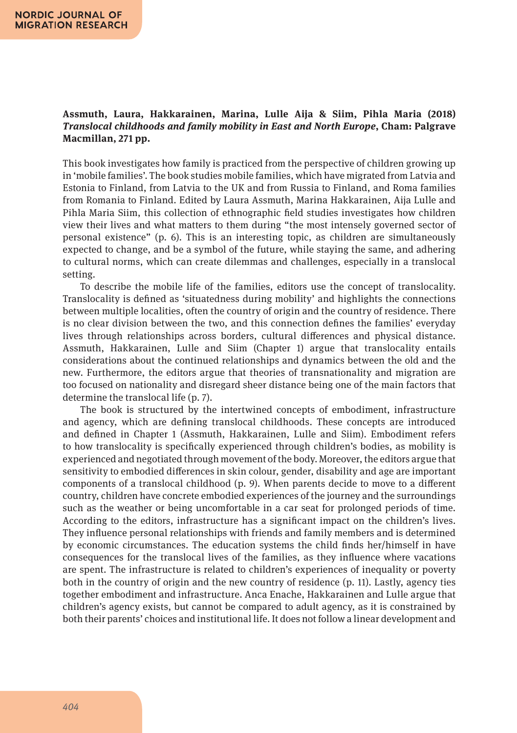**Assmuth, Laura, Hakkarainen, Marina, Lulle Aija & Siim, Pihla Maria (2018) *Translocal childhoods and family mobility in East and North Europe*, Cham: Palgrave Macmillan, 271 pp.**

This book investigates how family is practiced from the perspective of children growing up in 'mobile families'. The book studies mobile families, which have migrated from Latvia and Estonia to Finland, from Latvia to the UK and from Russia to Finland, and Roma families from Romania to Finland. Edited by Laura Assmuth, Marina Hakkarainen, Aija Lulle and Pihla Maria Siim, this collection of ethnographic field studies investigates how children view their lives and what matters to them during "the most intensely governed sector of personal existence" (p. 6). This is an interesting topic, as children are simultaneously expected to change, and be a symbol of the future, while staying the same, and adhering to cultural norms, which can create dilemmas and challenges, especially in a translocal setting.

To describe the mobile life of the families, editors use the concept of translocality. Translocality is defined as 'situatedness during mobility' and highlights the connections between multiple localities, often the country of origin and the country of residence. There is no clear division between the two, and this connection defines the families' everyday lives through relationships across borders, cultural differences and physical distance. Assmuth, Hakkarainen, Lulle and Siim (Chapter 1) argue that translocality entails considerations about the continued relationships and dynamics between the old and the new. Furthermore, the editors argue that theories of transnationality and migration are too focused on nationality and disregard sheer distance being one of the main factors that determine the translocal life (p. 7).

The book is structured by the intertwined concepts of embodiment, infrastructure and agency, which are defining translocal childhoods. These concepts are introduced and defined in Chapter 1 (Assmuth, Hakkarainen, Lulle and Siim). Embodiment refers to how translocality is specifically experienced through children's bodies, as mobility is experienced and negotiated through movement of the body. Moreover, the editors argue that sensitivity to embodied differences in skin colour, gender, disability and age are important components of a translocal childhood (p. 9). When parents decide to move to a different country, children have concrete embodied experiences of the journey and the surroundings such as the weather or being uncomfortable in a car seat for prolonged periods of time. According to the editors, infrastructure has a significant impact on the children's lives. They influence personal relationships with friends and family members and is determined by economic circumstances. The education systems the child finds her/himself in have consequences for the translocal lives of the families, as they influence where vacations are spent. The infrastructure is related to children's experiences of inequality or poverty both in the country of origin and the new country of residence (p. 11). Lastly, agency ties together embodiment and infrastructure. Anca Enache, Hakkarainen and Lulle argue that children's agency exists, but cannot be compared to adult agency, as it is constrained by both their parents' choices and institutional life. It does not follow a linear development and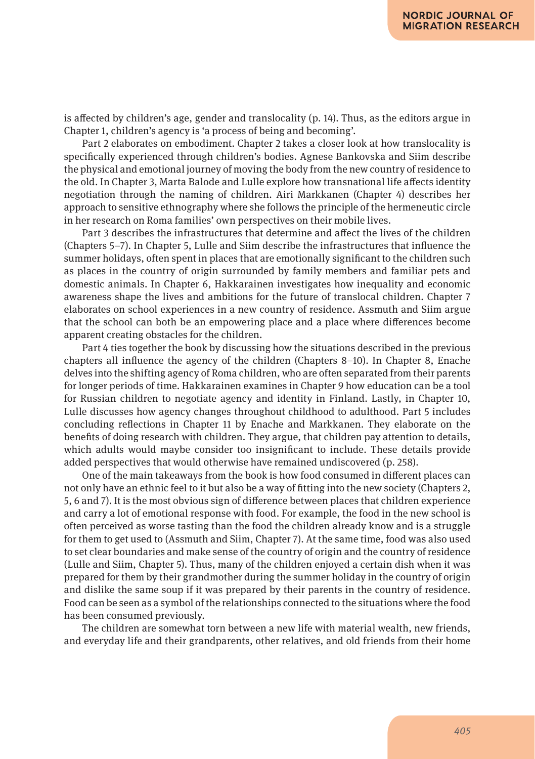is affected by children's age, gender and translocality (p. 14). Thus, as the editors argue in Chapter 1, children's agency is 'a process of being and becoming'.

Part 2 elaborates on embodiment. Chapter 2 takes a closer look at how translocality is specifically experienced through children's bodies. Agnese Bankovska and Siim describe the physical and emotional journey of moving the body from the new country of residence to the old. In Chapter 3, Marta Balode and Lulle explore how transnational life affects identity negotiation through the naming of children. Airi Markkanen (Chapter 4) describes her approach to sensitive ethnography where she follows the principle of the hermeneutic circle in her research on Roma families' own perspectives on their mobile lives.

Part 3 describes the infrastructures that determine and affect the lives of the children (Chapters 5–7). In Chapter 5, Lulle and Siim describe the infrastructures that influence the summer holidays, often spent in places that are emotionally significant to the children such as places in the country of origin surrounded by family members and familiar pets and domestic animals. In Chapter 6, Hakkarainen investigates how inequality and economic awareness shape the lives and ambitions for the future of translocal children. Chapter 7 elaborates on school experiences in a new country of residence. Assmuth and Siim argue that the school can both be an empowering place and a place where differences become apparent creating obstacles for the children.

Part 4 ties together the book by discussing how the situations described in the previous chapters all influence the agency of the children (Chapters 8–10). In Chapter 8, Enache delves into the shifting agency of Roma children, who are often separated from their parents for longer periods of time. Hakkarainen examines in Chapter 9 how education can be a tool for Russian children to negotiate agency and identity in Finland. Lastly, in Chapter 10, Lulle discusses how agency changes throughout childhood to adulthood. Part 5 includes concluding reflections in Chapter 11 by Enache and Markkanen. They elaborate on the benefits of doing research with children. They argue, that children pay attention to details, which adults would maybe consider too insignificant to include. These details provide added perspectives that would otherwise have remained undiscovered (p. 258).

One of the main takeaways from the book is how food consumed in different places can not only have an ethnic feel to it but also be a way of fitting into the new society (Chapters 2, 5, 6 and 7). It is the most obvious sign of difference between places that children experience and carry a lot of emotional response with food. For example, the food in the new school is often perceived as worse tasting than the food the children already know and is a struggle for them to get used to (Assmuth and Siim, Chapter 7). At the same time, food was also used to set clear boundaries and make sense of the country of origin and the country of residence (Lulle and Siim, Chapter 5). Thus, many of the children enjoyed a certain dish when it was prepared for them by their grandmother during the summer holiday in the country of origin and dislike the same soup if it was prepared by their parents in the country of residence. Food can be seen as a symbol of the relationships connected to the situations where the food has been consumed previously.

The children are somewhat torn between a new life with material wealth, new friends, and everyday life and their grandparents, other relatives, and old friends from their home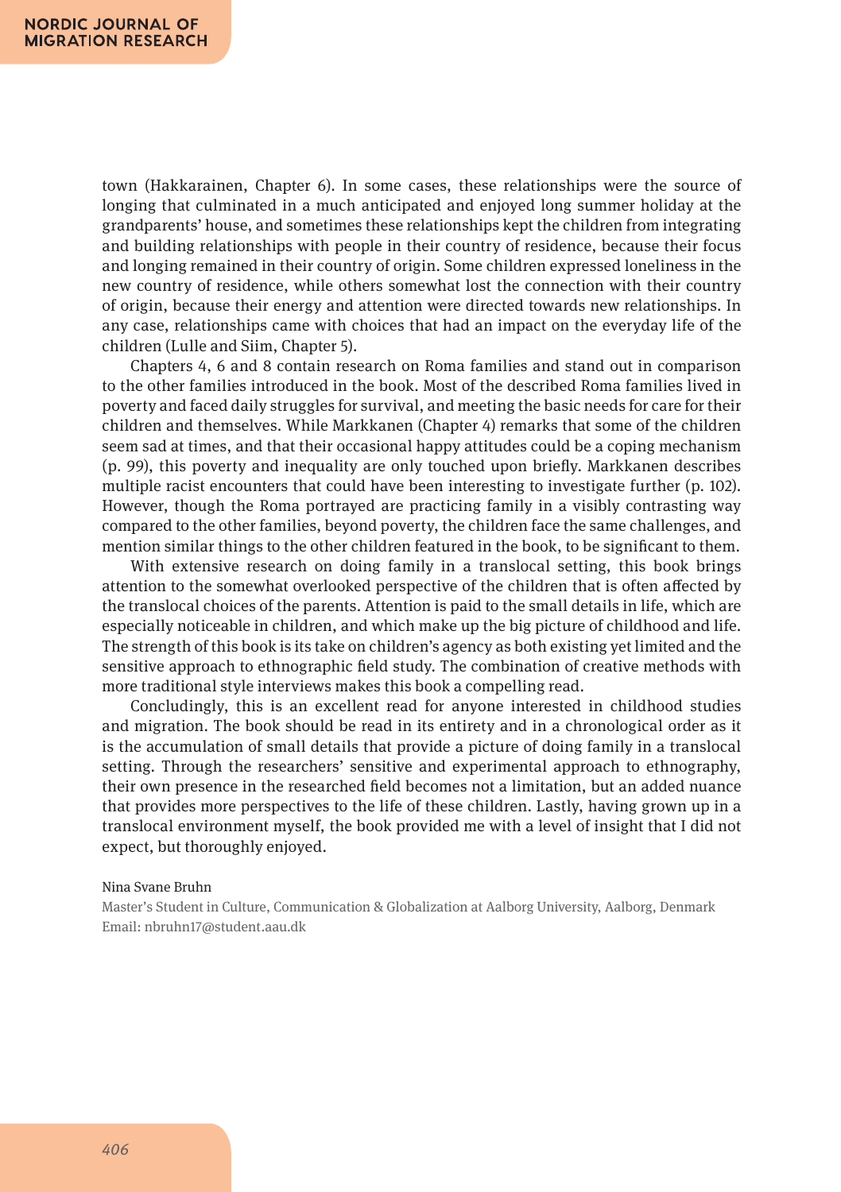town (Hakkarainen, Chapter 6). In some cases, these relationships were the source of longing that culminated in a much anticipated and enjoyed long summer holiday at the grandparents' house, and sometimes these relationships kept the children from integrating and building relationships with people in their country of residence, because their focus and longing remained in their country of origin. Some children expressed loneliness in the new country of residence, while others somewhat lost the connection with their country of origin, because their energy and attention were directed towards new relationships. In any case, relationships came with choices that had an impact on the everyday life of the children (Lulle and Siim, Chapter 5).

Chapters 4, 6 and 8 contain research on Roma families and stand out in comparison to the other families introduced in the book. Most of the described Roma families lived in poverty and faced daily struggles for survival, and meeting the basic needs for care for their children and themselves. While Markkanen (Chapter 4) remarks that some of the children seem sad at times, and that their occasional happy attitudes could be a coping mechanism (p. 99), this poverty and inequality are only touched upon briefly. Markkanen describes multiple racist encounters that could have been interesting to investigate further (p. 102). However, though the Roma portrayed are practicing family in a visibly contrasting way compared to the other families, beyond poverty, the children face the same challenges, and mention similar things to the other children featured in the book, to be significant to them.

With extensive research on doing family in a translocal setting, this book brings attention to the somewhat overlooked perspective of the children that is often affected by the translocal choices of the parents. Attention is paid to the small details in life, which are especially noticeable in children, and which make up the big picture of childhood and life. The strength of this book is its take on children's agency as both existing yet limited and the sensitive approach to ethnographic field study. The combination of creative methods with more traditional style interviews makes this book a compelling read.

Concludingly, this is an excellent read for anyone interested in childhood studies and migration. The book should be read in its entirety and in a chronological order as it is the accumulation of small details that provide a picture of doing family in a translocal setting. Through the researchers' sensitive and experimental approach to ethnography, their own presence in the researched field becomes not a limitation, but an added nuance that provides more perspectives to the life of these children. Lastly, having grown up in a translocal environment myself, the book provided me with a level of insight that I did not expect, but thoroughly enjoyed.

Nina Svane Bruhn

Master's Student in Culture, Communication & Globalization at Aalborg University, Aalborg, Denmark
Email: nbruhn17@student.aau.dk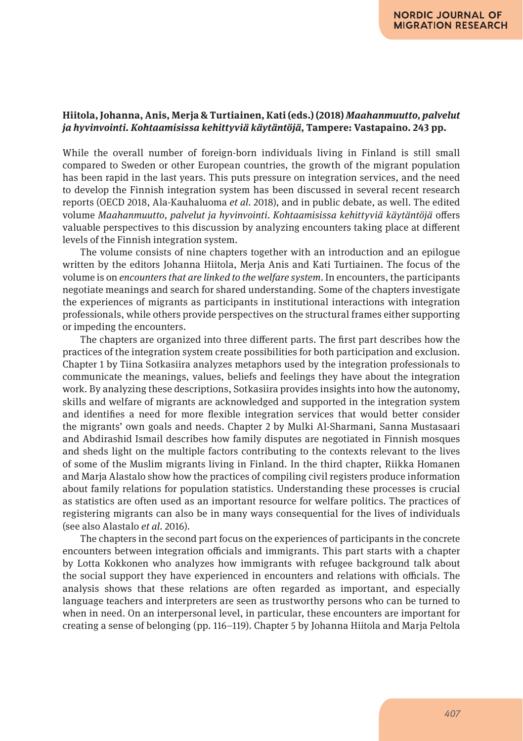**Hiitola, Johanna, Anis, Merja & Turtiainen, Kati (eds.) (2018) *Maahanmuutto, palvelut ja hyvinvointi. Kohtaamisissa kehittyviä käytäntöjä*, Tampere: Vastapaino. 243 pp.**

While the overall number of foreign-born individuals living in Finland is still small compared to Sweden or other European countries, the growth of the migrant population has been rapid in the last years. This puts pressure on integration services, and the need to develop the Finnish integration system has been discussed in several recent research reports (OECD 2018, Ala-Kauhaluoma *et al*. 2018), and in public debate, as well. The edited volume *Maahanmuutto, palvelut ja hyvinvointi. Kohtaamisissa kehittyviä käytäntöjä* offers valuable perspectives to this discussion by analyzing encounters taking place at different levels of the Finnish integration system.

The volume consists of nine chapters together with an introduction and an epilogue written by the editors Johanna Hiitola, Merja Anis and Kati Turtiainen. The focus of the volume is on *encounters that are linked to the welfare system*. In encounters, the participants negotiate meanings and search for shared understanding. Some of the chapters investigate the experiences of migrants as participants in institutional interactions with integration professionals, while others provide perspectives on the structural frames either supporting or impeding the encounters.

The chapters are organized into three different parts. The first part describes how the practices of the integration system create possibilities for both participation and exclusion. Chapter 1 by Tiina Sotkasiira analyzes metaphors used by the integration professionals to communicate the meanings, values, beliefs and feelings they have about the integration work. By analyzing these descriptions, Sotkasiira provides insights into how the autonomy, skills and welfare of migrants are acknowledged and supported in the integration system and identifies a need for more flexible integration services that would better consider the migrants' own goals and needs. Chapter 2 by Mulki Al-Sharmani, Sanna Mustasaari and Abdirashid Ismail describes how family disputes are negotiated in Finnish mosques and sheds light on the multiple factors contributing to the contexts relevant to the lives of some of the Muslim migrants living in Finland. In the third chapter, Riikka Homanen and Marja Alastalo show how the practices of compiling civil registers produce information about family relations for population statistics. Understanding these processes is crucial as statistics are often used as an important resource for welfare politics. The practices of registering migrants can also be in many ways consequential for the lives of individuals (see also Alastalo *et al*. 2016).

The chapters in the second part focus on the experiences of participants in the concrete encounters between integration officials and immigrants. This part starts with a chapter by Lotta Kokkonen who analyzes how immigrants with refugee background talk about the social support they have experienced in encounters and relations with officials. The analysis shows that these relations are often regarded as important, and especially language teachers and interpreters are seen as trustworthy persons who can be turned to when in need. On an interpersonal level, in particular, these encounters are important for creating a sense of belonging (pp. 116–119). Chapter 5 by Johanna Hiitola and Marja Peltola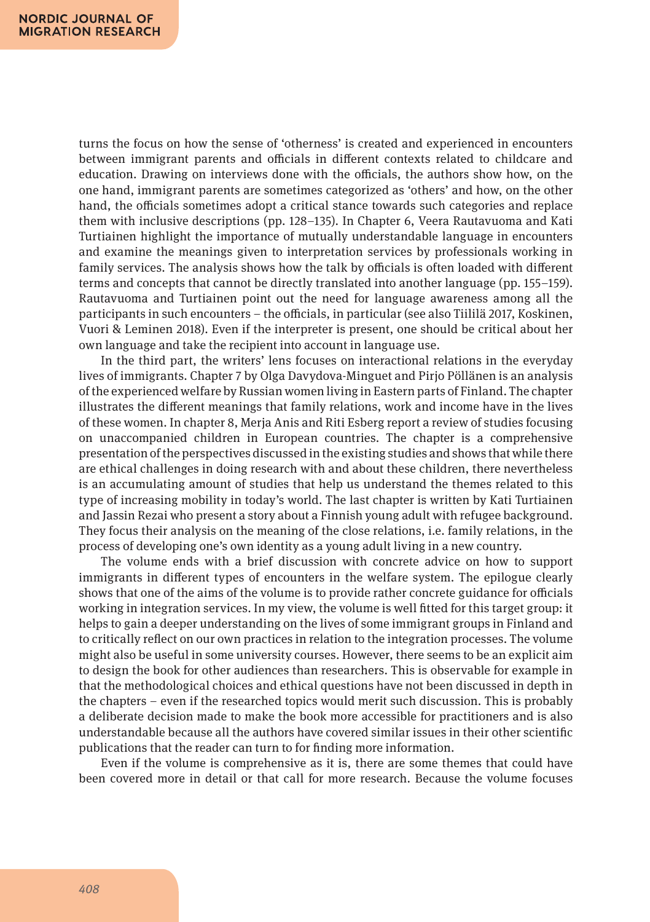turns the focus on how the sense of 'otherness' is created and experienced in encounters between immigrant parents and officials in different contexts related to childcare and education. Drawing on interviews done with the officials, the authors show how, on the one hand, immigrant parents are sometimes categorized as 'others' and how, on the other hand, the officials sometimes adopt a critical stance towards such categories and replace them with inclusive descriptions (pp. 128–135). In Chapter 6, Veera Rautavuoma and Kati Turtiainen highlight the importance of mutually understandable language in encounters and examine the meanings given to interpretation services by professionals working in family services. The analysis shows how the talk by officials is often loaded with different terms and concepts that cannot be directly translated into another language (pp. 155–159). Rautavuoma and Turtiainen point out the need for language awareness among all the participants in such encounters – the officials, in particular (see also Tiililä 2017, Koskinen, Vuori & Leminen 2018). Even if the interpreter is present, one should be critical about her own language and take the recipient into account in language use.

In the third part, the writers' lens focuses on interactional relations in the everyday lives of immigrants. Chapter 7 by Olga Davydova-Minguet and Pirjo Pöllänen is an analysis of the experienced welfare by Russian women living in Eastern parts of Finland. The chapter illustrates the different meanings that family relations, work and income have in the lives of these women. In chapter 8, Merja Anis and Riti Esberg report a review of studies focusing on unaccompanied children in European countries. The chapter is a comprehensive presentation of the perspectives discussed in the existing studies and shows that while there are ethical challenges in doing research with and about these children, there nevertheless is an accumulating amount of studies that help us understand the themes related to this type of increasing mobility in today's world. The last chapter is written by Kati Turtiainen and Jassin Rezai who present a story about a Finnish young adult with refugee background. They focus their analysis on the meaning of the close relations, i.e. family relations, in the process of developing one's own identity as a young adult living in a new country.

The volume ends with a brief discussion with concrete advice on how to support immigrants in different types of encounters in the welfare system. The epilogue clearly shows that one of the aims of the volume is to provide rather concrete guidance for officials working in integration services. In my view, the volume is well fitted for this target group: it helps to gain a deeper understanding on the lives of some immigrant groups in Finland and to critically reflect on our own practices in relation to the integration processes. The volume might also be useful in some university courses. However, there seems to be an explicit aim to design the book for other audiences than researchers. This is observable for example in that the methodological choices and ethical questions have not been discussed in depth in the chapters – even if the researched topics would merit such discussion. This is probably a deliberate decision made to make the book more accessible for practitioners and is also understandable because all the authors have covered similar issues in their other scientific publications that the reader can turn to for finding more information.

Even if the volume is comprehensive as it is, there are some themes that could have been covered more in detail or that call for more research. Because the volume focuses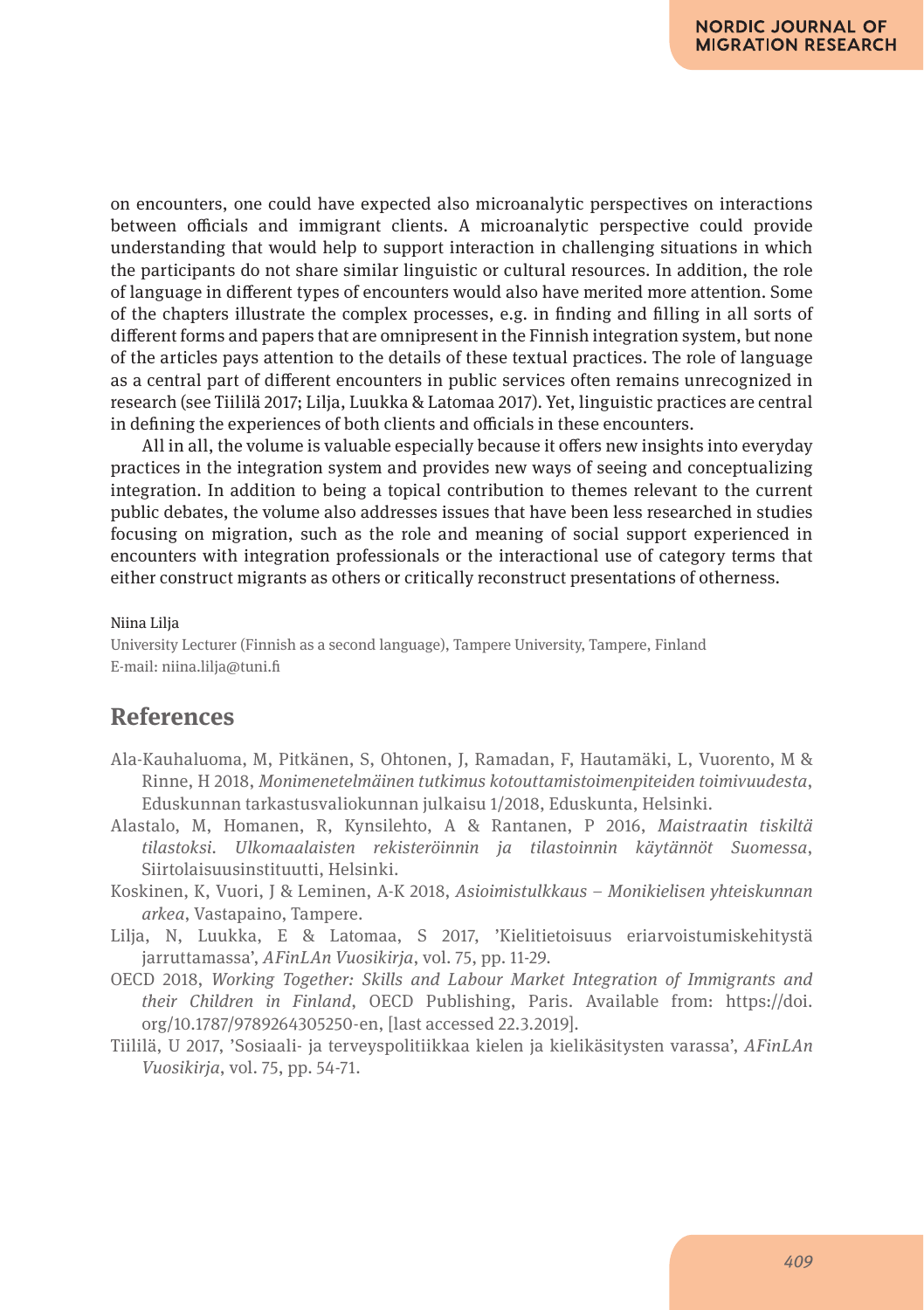on encounters, one could have expected also microanalytic perspectives on interactions between officials and immigrant clients. A microanalytic perspective could provide understanding that would help to support interaction in challenging situations in which the participants do not share similar linguistic or cultural resources. In addition, the role of language in different types of encounters would also have merited more attention. Some of the chapters illustrate the complex processes, e.g. in finding and filling in all sorts of different forms and papers that are omnipresent in the Finnish integration system, but none of the articles pays attention to the details of these textual practices. The role of language as a central part of different encounters in public services often remains unrecognized in research (see Tiililä 2017; Lilja, Luukka & Latomaa 2017). Yet, linguistic practices are central in defining the experiences of both clients and officials in these encounters.

All in all, the volume is valuable especially because it offers new insights into everyday practices in the integration system and provides new ways of seeing and conceptualizing integration. In addition to being a topical contribution to themes relevant to the current public debates, the volume also addresses issues that have been less researched in studies focusing on migration, such as the role and meaning of social support experienced in encounters with integration professionals or the interactional use of category terms that either construct migrants as others or critically reconstruct presentations of otherness.

Niina Lilja
University Lecturer (Finnish as a second language), Tampere University, Tampere, Finland
E-mail: niina.lilja@tuni.fi

## References

Ala-Kauhaluoma, M, Pitkänen, S, Ohtonen, J, Ramadan, F, Hautamäki, L, Vuorento, M & Rinne, H 2018, *Monimenetelmäinen tutkimus kotouttamistoimenpiteiden toimivuudesta*, Eduskunnan tarkastusvaliokunnan julkaisu 1/2018, Eduskunta, Helsinki.

Alastalo, M, Homanen, R, Kynsilehto, A & Rantanen, P 2016, *Maistraatin tiskiltä tilastoksi. Ulkomaalaisten rekisteröinnin ja tilastoinnin käytännöt Suomessa*, Siirtolaisuusinstituutti, Helsinki.

Koskinen, K, Vuori, J & Leminen, A-K 2018, *Asioimistulkkaus – Monikielisen yhteiskunnan arkea*, Vastapaino, Tampere.

Lilja, N, Luukka, E & Latomaa, S 2017, 'Kielitietoisuus eriarvoistumiskehitystä jarruttamassa', *AFinLAn Vuosikirja*, vol. 75, pp. 11-29.

OECD 2018, *Working Together: Skills and Labour Market Integration of Immigrants and their Children in Finland*, OECD Publishing, Paris. Available from: https://doi.org/10.1787/9789264305250-en, [last accessed 22.3.2019].

Tiililä, U 2017, 'Sosiaali- ja terveyspolitiikkaa kielen ja kielikäsitysten varassa', *AFinLAn Vuosikirja*, vol. 75, pp. 54-71.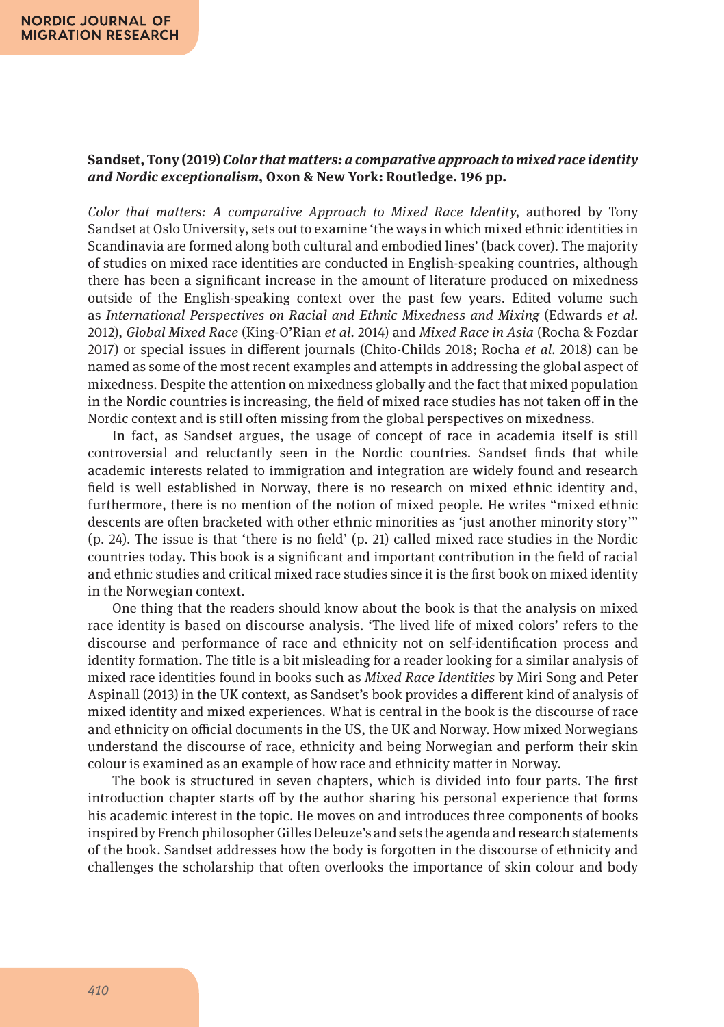**Sandset, Tony (2019)** ***Color that matters: a comparative approach to mixed race identity and Nordic exceptionalism*****, Oxon & New York: Routledge. 196 pp.**

*Color that matters: A comparative Approach to Mixed Race Identity*, authored by Tony Sandset at Oslo University, sets out to examine 'the ways in which mixed ethnic identities in Scandinavia are formed along both cultural and embodied lines' (back cover). The majority of studies on mixed race identities are conducted in English-speaking countries, although there has been a significant increase in the amount of literature produced on mixedness outside of the English-speaking context over the past few years. Edited volume such as *International Perspectives on Racial and Ethnic Mixedness and Mixing* (Edwards *et al.* 2012), *Global Mixed Race* (King-O'Rian *et al.* 2014) and *Mixed Race in Asia* (Rocha & Fozdar 2017) or special issues in different journals (Chito-Childs 2018; Rocha *et al.* 2018) can be named as some of the most recent examples and attempts in addressing the global aspect of mixedness. Despite the attention on mixedness globally and the fact that mixed population in the Nordic countries is increasing, the field of mixed race studies has not taken off in the Nordic context and is still often missing from the global perspectives on mixedness.

In fact, as Sandset argues, the usage of concept of race in academia itself is still controversial and reluctantly seen in the Nordic countries. Sandset finds that while academic interests related to immigration and integration are widely found and research field is well established in Norway, there is no research on mixed ethnic identity and, furthermore, there is no mention of the notion of mixed people. He writes "mixed ethnic descents are often bracketed with other ethnic minorities as 'just another minority story'" (p. 24). The issue is that 'there is no field' (p. 21) called mixed race studies in the Nordic countries today. This book is a significant and important contribution in the field of racial and ethnic studies and critical mixed race studies since it is the first book on mixed identity in the Norwegian context.

One thing that the readers should know about the book is that the analysis on mixed race identity is based on discourse analysis. 'The lived life of mixed colors' refers to the discourse and performance of race and ethnicity not on self-identification process and identity formation. The title is a bit misleading for a reader looking for a similar analysis of mixed race identities found in books such as *Mixed Race Identities* by Miri Song and Peter Aspinall (2013) in the UK context, as Sandset's book provides a different kind of analysis of mixed identity and mixed experiences. What is central in the book is the discourse of race and ethnicity on official documents in the US, the UK and Norway. How mixed Norwegians understand the discourse of race, ethnicity and being Norwegian and perform their skin colour is examined as an example of how race and ethnicity matter in Norway.

The book is structured in seven chapters, which is divided into four parts. The first introduction chapter starts off by the author sharing his personal experience that forms his academic interest in the topic. He moves on and introduces three components of books inspired by French philosopher Gilles Deleuze's and sets the agenda and research statements of the book. Sandset addresses how the body is forgotten in the discourse of ethnicity and challenges the scholarship that often overlooks the importance of skin colour and body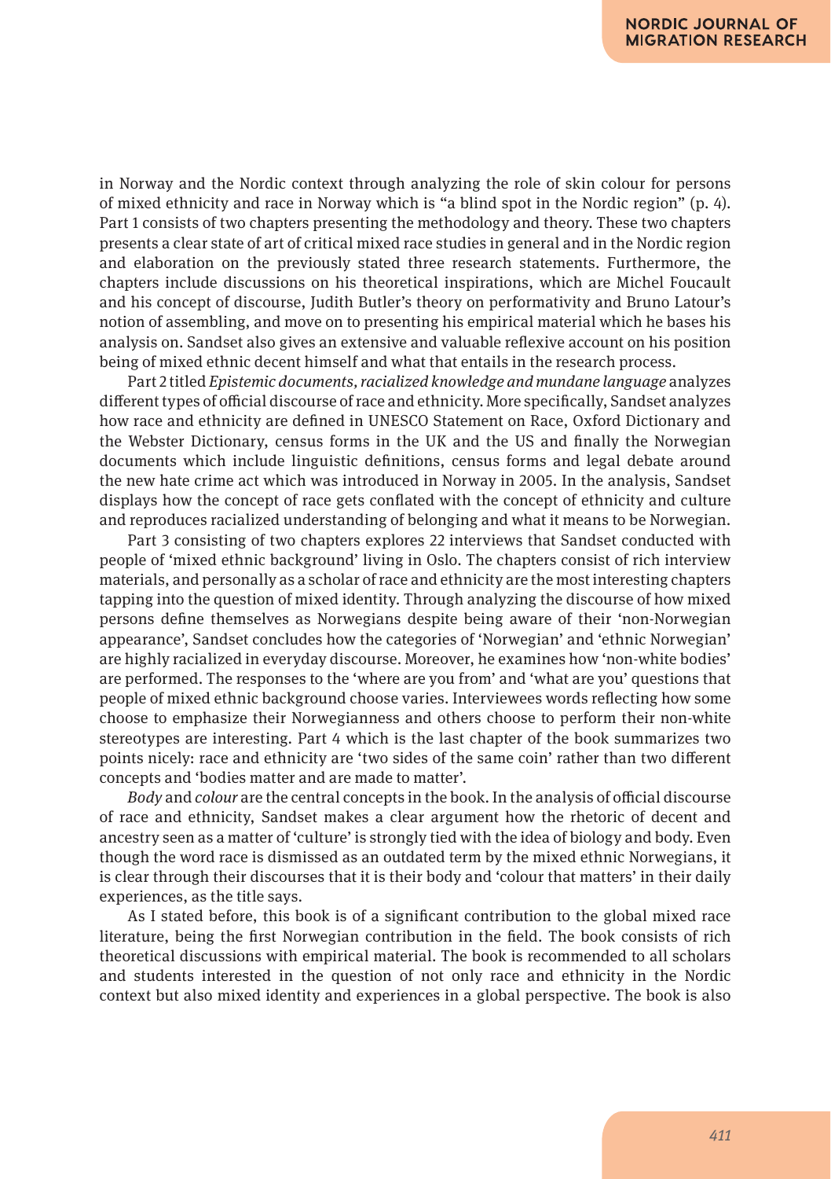in Norway and the Nordic context through analyzing the role of skin colour for persons of mixed ethnicity and race in Norway which is "a blind spot in the Nordic region" (p. 4). Part 1 consists of two chapters presenting the methodology and theory. These two chapters presents a clear state of art of critical mixed race studies in general and in the Nordic region and elaboration on the previously stated three research statements. Furthermore, the chapters include discussions on his theoretical inspirations, which are Michel Foucault and his concept of discourse, Judith Butler's theory on performativity and Bruno Latour's notion of assembling, and move on to presenting his empirical material which he bases his analysis on. Sandset also gives an extensive and valuable reflexive account on his position being of mixed ethnic decent himself and what that entails in the research process.

Part 2 titled *Epistemic documents, racialized knowledge and mundane language* analyzes different types of official discourse of race and ethnicity. More specifically, Sandset analyzes how race and ethnicity are defined in UNESCO Statement on Race, Oxford Dictionary and the Webster Dictionary, census forms in the UK and the US and finally the Norwegian documents which include linguistic definitions, census forms and legal debate around the new hate crime act which was introduced in Norway in 2005. In the analysis, Sandset displays how the concept of race gets conflated with the concept of ethnicity and culture and reproduces racialized understanding of belonging and what it means to be Norwegian.

Part 3 consisting of two chapters explores 22 interviews that Sandset conducted with people of 'mixed ethnic background' living in Oslo. The chapters consist of rich interview materials, and personally as a scholar of race and ethnicity are the most interesting chapters tapping into the question of mixed identity. Through analyzing the discourse of how mixed persons define themselves as Norwegians despite being aware of their 'non-Norwegian appearance', Sandset concludes how the categories of 'Norwegian' and 'ethnic Norwegian' are highly racialized in everyday discourse. Moreover, he examines how 'non-white bodies' are performed. The responses to the 'where are you from' and 'what are you' questions that people of mixed ethnic background choose varies. Interviewees words reflecting how some choose to emphasize their Norwegianness and others choose to perform their non-white stereotypes are interesting. Part 4 which is the last chapter of the book summarizes two points nicely: race and ethnicity are 'two sides of the same coin' rather than two different concepts and 'bodies matter and are made to matter'.

*Body* and *colour* are the central concepts in the book. In the analysis of official discourse of race and ethnicity, Sandset makes a clear argument how the rhetoric of decent and ancestry seen as a matter of 'culture' is strongly tied with the idea of biology and body. Even though the word race is dismissed as an outdated term by the mixed ethnic Norwegians, it is clear through their discourses that it is their body and 'colour that matters' in their daily experiences, as the title says.

As I stated before, this book is of a significant contribution to the global mixed race literature, being the first Norwegian contribution in the field. The book consists of rich theoretical discussions with empirical material. The book is recommended to all scholars and students interested in the question of not only race and ethnicity in the Nordic context but also mixed identity and experiences in a global perspective. The book is also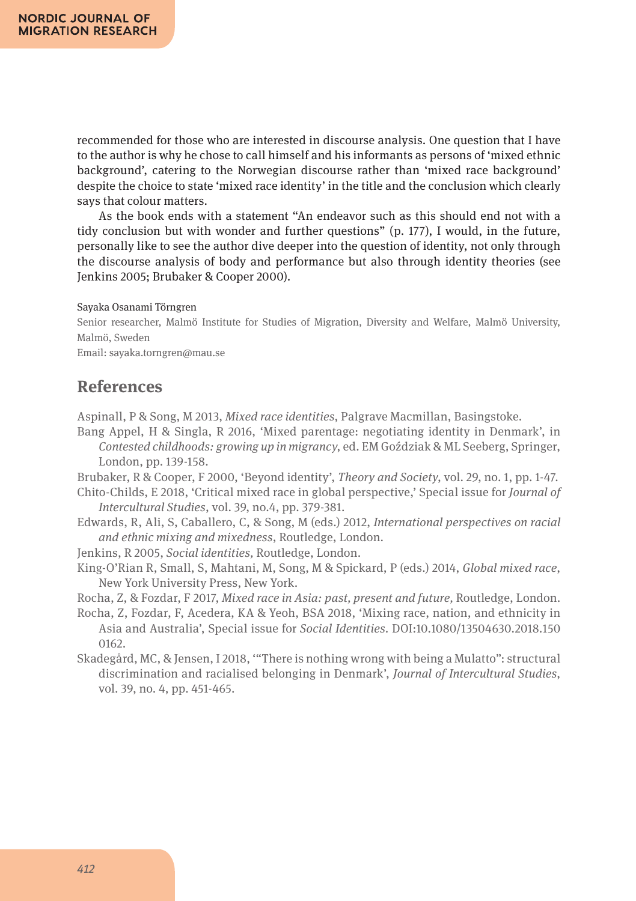recommended for those who are interested in discourse analysis. One question that I have to the author is why he chose to call himself and his informants as persons of 'mixed ethnic background', catering to the Norwegian discourse rather than 'mixed race background' despite the choice to state 'mixed race identity' in the title and the conclusion which clearly says that colour matters.

As the book ends with a statement "An endeavor such as this should end not with a tidy conclusion but with wonder and further questions" (p. 177), I would, in the future, personally like to see the author dive deeper into the question of identity, not only through the discourse analysis of body and performance but also through identity theories (see Jenkins 2005; Brubaker & Cooper 2000).

Sayaka Osanami Törngren
Senior researcher, Malmö Institute for Studies of Migration, Diversity and Welfare, Malmö University, Malmö, Sweden
Email: sayaka.torngren@mau.se

## References

Aspinall, P & Song, M 2013, *Mixed race identities*, Palgrave Macmillan, Basingstoke.

Bang Appel, H & Singla, R 2016, 'Mixed parentage: negotiating identity in Denmark', in *Contested childhoods: growing up in migrancy*, ed. EM Goździak & ML Seeberg, Springer, London, pp. 139-158.

Brubaker, R & Cooper, F 2000, 'Beyond identity', *Theory and Society*, vol. 29, no. 1, pp. 1-47.

Chito-Childs, E 2018, 'Critical mixed race in global perspective,' Special issue for *Journal of Intercultural Studies*, vol. 39, no.4, pp. 379-381.

Edwards, R, Ali, S, Caballero, C, & Song, M (eds.) 2012, *International perspectives on racial and ethnic mixing and mixedness*, Routledge, London.

Jenkins, R 2005, *Social identities*, Routledge, London.

King-O'Rian R, Small, S, Mahtani, M, Song, M & Spickard, P (eds.) 2014, *Global mixed race*, New York University Press, New York.

Rocha, Z, & Fozdar, F 2017, *Mixed race in Asia: past, present and future,* Routledge, London.

Rocha, Z, Fozdar, F, Acedera, KA & Yeoh, BSA 2018, 'Mixing race, nation, and ethnicity in Asia and Australia', Special issue for *Social Identities*. DOI:10.1080/13504630.2018.1500162.

Skadegård, MC, & Jensen, I 2018, '"There is nothing wrong with being a Mulatto": structural discrimination and racialised belonging in Denmark', *Journal of Intercultural Studies*, vol. 39, no. 4, pp. 451-465.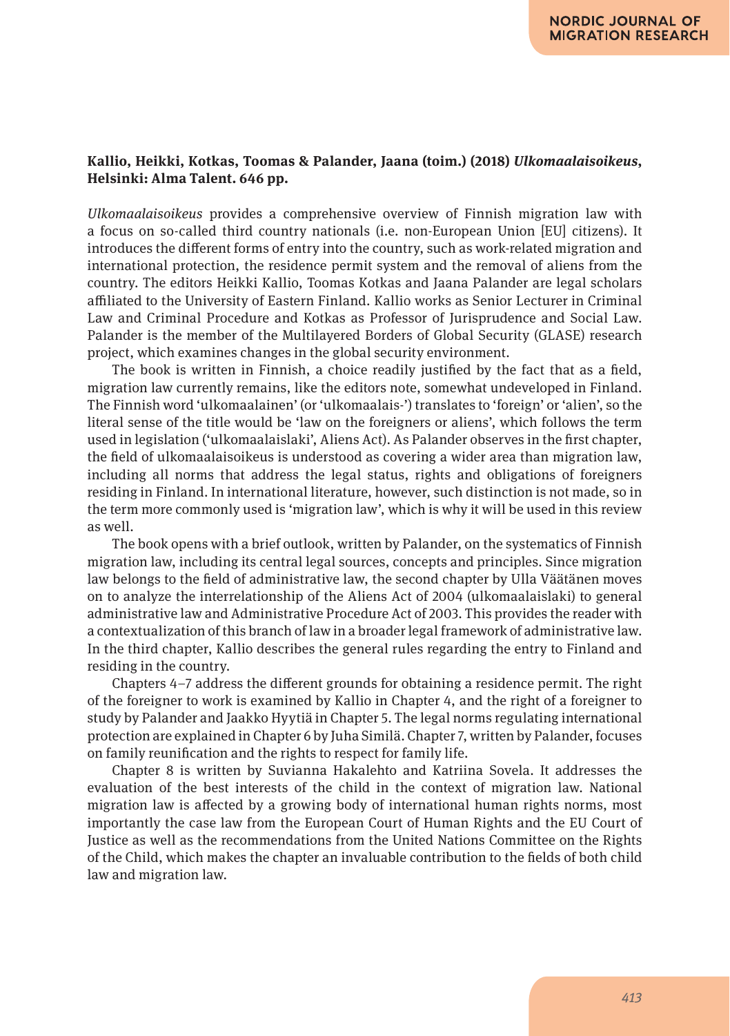**Kallio, Heikki, Kotkas, Toomas & Palander, Jaana (toim.) (2018) *Ulkomaalaisoikeus*, Helsinki: Alma Talent. 646 pp.**

*Ulkomaalaisoikeus* provides a comprehensive overview of Finnish migration law with a focus on so-called third country nationals (i.e. non-European Union [EU] citizens). It introduces the different forms of entry into the country, such as work-related migration and international protection, the residence permit system and the removal of aliens from the country. The editors Heikki Kallio, Toomas Kotkas and Jaana Palander are legal scholars affiliated to the University of Eastern Finland. Kallio works as Senior Lecturer in Criminal Law and Criminal Procedure and Kotkas as Professor of Jurisprudence and Social Law. Palander is the member of the Multilayered Borders of Global Security (GLASE) research project, which examines changes in the global security environment.

The book is written in Finnish, a choice readily justified by the fact that as a field, migration law currently remains, like the editors note, somewhat undeveloped in Finland. The Finnish word 'ulkomaalainen' (or 'ulkomaalais-') translates to 'foreign' or 'alien', so the literal sense of the title would be 'law on the foreigners or aliens', which follows the term used in legislation ('ulkomaalaislaki', Aliens Act). As Palander observes in the first chapter, the field of ulkomaalaisoikeus is understood as covering a wider area than migration law, including all norms that address the legal status, rights and obligations of foreigners residing in Finland. In international literature, however, such distinction is not made, so in the term more commonly used is 'migration law', which is why it will be used in this review as well.

The book opens with a brief outlook, written by Palander, on the systematics of Finnish migration law, including its central legal sources, concepts and principles. Since migration law belongs to the field of administrative law, the second chapter by Ulla Väätänen moves on to analyze the interrelationship of the Aliens Act of 2004 (ulkomaalaislaki) to general administrative law and Administrative Procedure Act of 2003. This provides the reader with a contextualization of this branch of law in a broader legal framework of administrative law. In the third chapter, Kallio describes the general rules regarding the entry to Finland and residing in the country.

Chapters 4–7 address the different grounds for obtaining a residence permit. The right of the foreigner to work is examined by Kallio in Chapter 4, and the right of a foreigner to study by Palander and Jaakko Hyytiä in Chapter 5. The legal norms regulating international protection are explained in Chapter 6 by Juha Similä. Chapter 7, written by Palander, focuses on family reunification and the rights to respect for family life.

Chapter 8 is written by Suvianna Hakalehto and Katriina Sovela. It addresses the evaluation of the best interests of the child in the context of migration law. National migration law is affected by a growing body of international human rights norms, most importantly the case law from the European Court of Human Rights and the EU Court of Justice as well as the recommendations from the United Nations Committee on the Rights of the Child, which makes the chapter an invaluable contribution to the fields of both child law and migration law.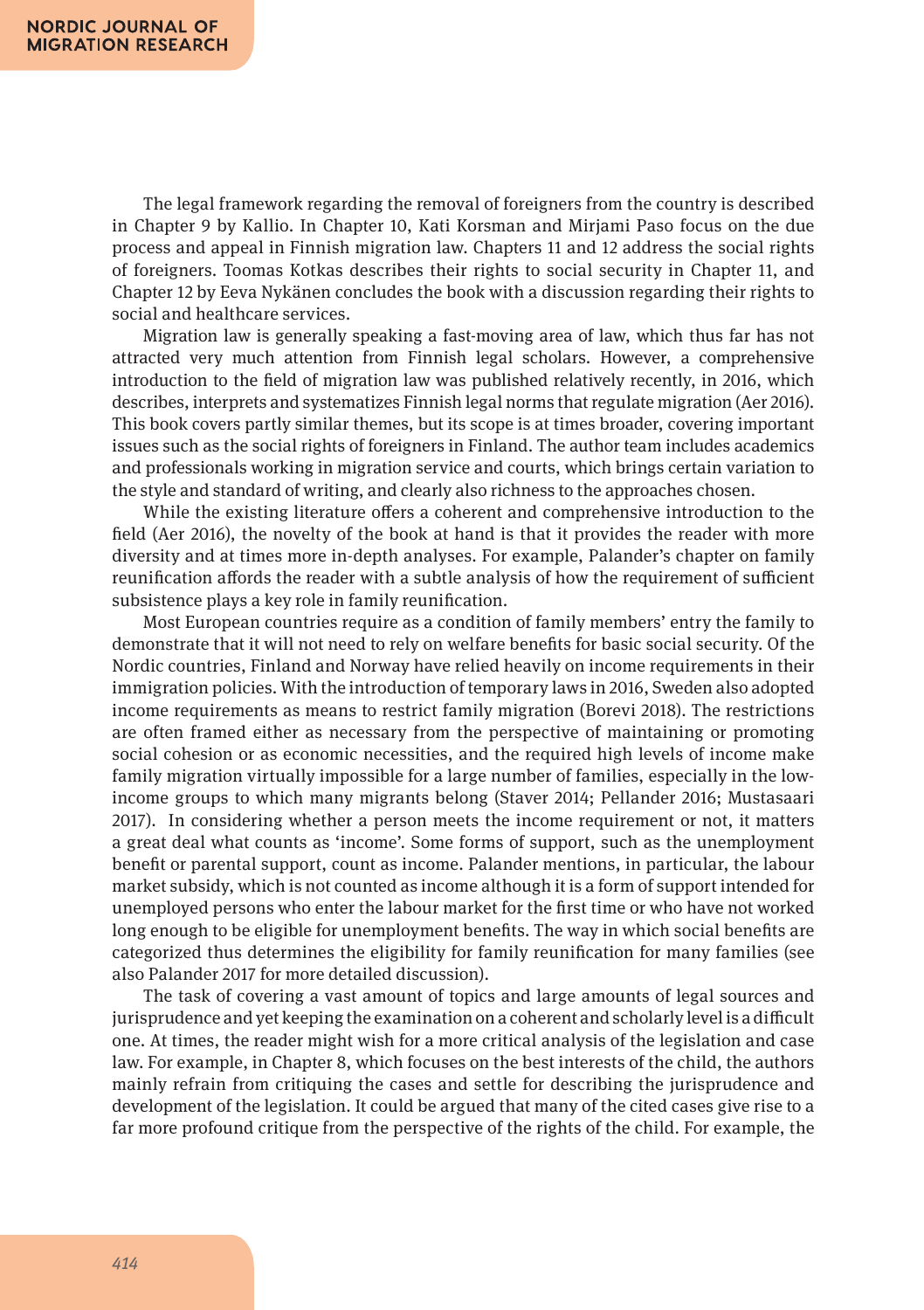The legal framework regarding the removal of foreigners from the country is described in Chapter 9 by Kallio. In Chapter 10, Kati Korsman and Mirjami Paso focus on the due process and appeal in Finnish migration law. Chapters 11 and 12 address the social rights of foreigners. Toomas Kotkas describes their rights to social security in Chapter 11, and Chapter 12 by Eeva Nykänen concludes the book with a discussion regarding their rights to social and healthcare services.

Migration law is generally speaking a fast-moving area of law, which thus far has not attracted very much attention from Finnish legal scholars. However, a comprehensive introduction to the field of migration law was published relatively recently, in 2016, which describes, interprets and systematizes Finnish legal norms that regulate migration (Aer 2016). This book covers partly similar themes, but its scope is at times broader, covering important issues such as the social rights of foreigners in Finland. The author team includes academics and professionals working in migration service and courts, which brings certain variation to the style and standard of writing, and clearly also richness to the approaches chosen.

While the existing literature offers a coherent and comprehensive introduction to the field (Aer 2016), the novelty of the book at hand is that it provides the reader with more diversity and at times more in-depth analyses. For example, Palander's chapter on family reunification affords the reader with a subtle analysis of how the requirement of sufficient subsistence plays a key role in family reunification.

Most European countries require as a condition of family members' entry the family to demonstrate that it will not need to rely on welfare benefits for basic social security. Of the Nordic countries, Finland and Norway have relied heavily on income requirements in their immigration policies. With the introduction of temporary laws in 2016, Sweden also adopted income requirements as means to restrict family migration (Borevi 2018). The restrictions are often framed either as necessary from the perspective of maintaining or promoting social cohesion or as economic necessities, and the required high levels of income make family migration virtually impossible for a large number of families, especially in the low-income groups to which many migrants belong (Staver 2014; Pellander 2016; Mustasaari 2017). In considering whether a person meets the income requirement or not, it matters a great deal what counts as 'income'. Some forms of support, such as the unemployment benefit or parental support, count as income. Palander mentions, in particular, the labour market subsidy, which is not counted as income although it is a form of support intended for unemployed persons who enter the labour market for the first time or who have not worked long enough to be eligible for unemployment benefits. The way in which social benefits are categorized thus determines the eligibility for family reunification for many families (see also Palander 2017 for more detailed discussion).

The task of covering a vast amount of topics and large amounts of legal sources and jurisprudence and yet keeping the examination on a coherent and scholarly level is a difficult one. At times, the reader might wish for a more critical analysis of the legislation and case law. For example, in Chapter 8, which focuses on the best interests of the child, the authors mainly refrain from critiquing the cases and settle for describing the jurisprudence and development of the legislation. It could be argued that many of the cited cases give rise to a far more profound critique from the perspective of the rights of the child. For example, the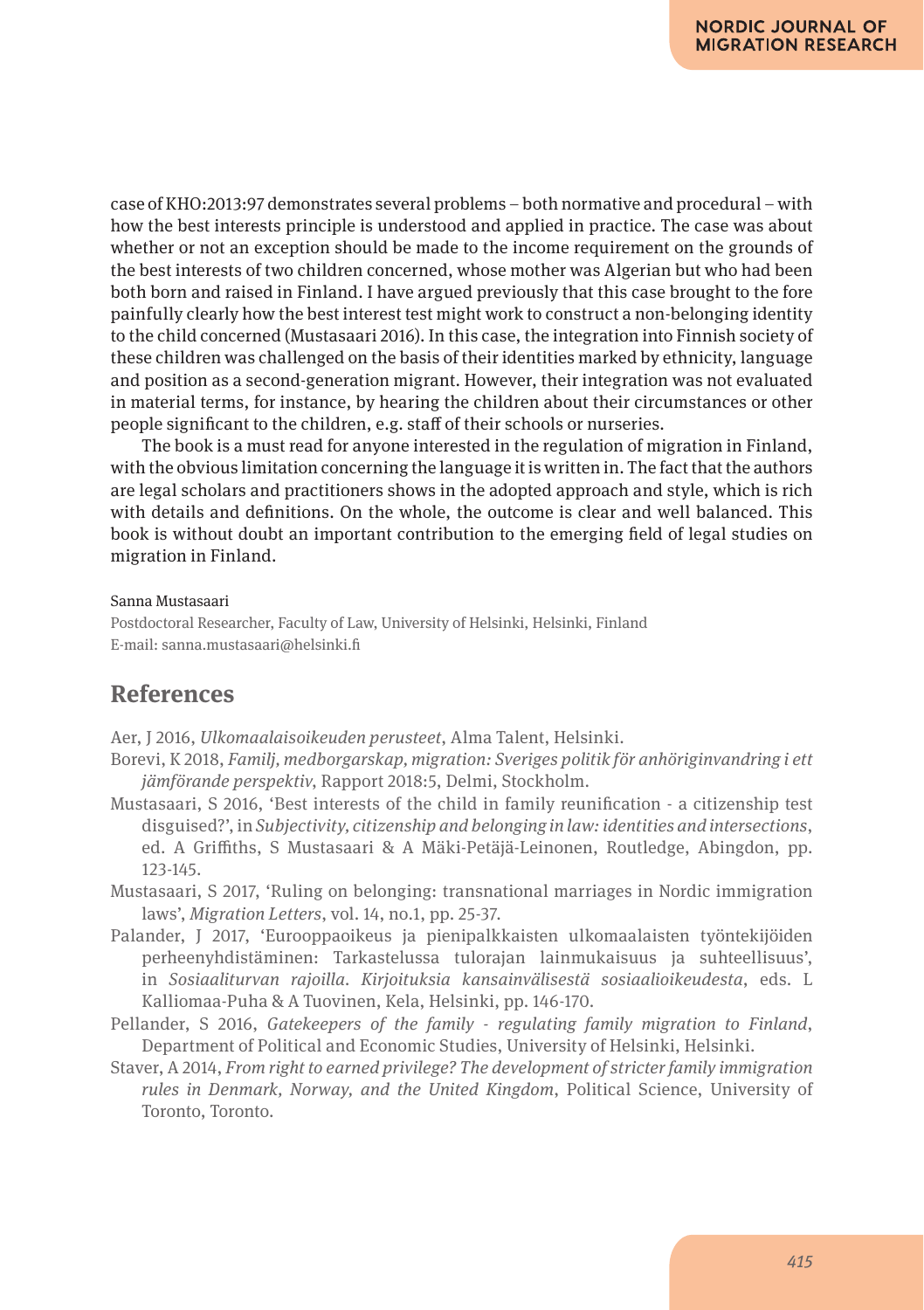case of KHO:2013:97 demonstrates several problems – both normative and procedural – with how the best interests principle is understood and applied in practice. The case was about whether or not an exception should be made to the income requirement on the grounds of the best interests of two children concerned, whose mother was Algerian but who had been both born and raised in Finland. I have argued previously that this case brought to the fore painfully clearly how the best interest test might work to construct a non-belonging identity to the child concerned (Mustasaari 2016). In this case, the integration into Finnish society of these children was challenged on the basis of their identities marked by ethnicity, language and position as a second-generation migrant. However, their integration was not evaluated in material terms, for instance, by hearing the children about their circumstances or other people significant to the children, e.g. staff of their schools or nurseries.

The book is a must read for anyone interested in the regulation of migration in Finland, with the obvious limitation concerning the language it is written in. The fact that the authors are legal scholars and practitioners shows in the adopted approach and style, which is rich with details and definitions. On the whole, the outcome is clear and well balanced. This book is without doubt an important contribution to the emerging field of legal studies on migration in Finland.

Sanna Mustasaari
Postdoctoral Researcher, Faculty of Law, University of Helsinki, Helsinki, Finland
E-mail: sanna.mustasaari@helsinki.fi

## References

Aer, J 2016, *Ulkomaalaisoikeuden perusteet*, Alma Talent, Helsinki.

Borevi, K 2018, *Familj, medborgarskap, migration: Sveriges politik för anhöriginvandring i ett jämförande perspektiv*, Rapport 2018:5, Delmi, Stockholm.

Mustasaari, S 2016, 'Best interests of the child in family reunification - a citizenship test disguised?', in *Subjectivity, citizenship and belonging in law: identities and intersections*, ed. A Griffiths, S Mustasaari & A Mäki-Petäjä-Leinonen, Routledge, Abingdon, pp. 123-145.

Mustasaari, S 2017, 'Ruling on belonging: transnational marriages in Nordic immigration laws', *Migration Letters*, vol. 14, no.1, pp. 25-37.

Palander, J 2017, 'Eurooppaoikeus ja pienipalkkaisten ulkomaalaisten työntekijöiden perheenyhdistäminen: Tarkastelussa tulorajan lainmukaisuus ja suhteellisuus', in *Sosiaaliturvan rajoilla. Kirjoituksia kansainvälisestä sosiaalioikeudesta*, eds. L Kalliomaa-Puha & A Tuovinen, Kela, Helsinki, pp. 146-170.

Pellander, S 2016, *Gatekeepers of the family - regulating family migration to Finland*, Department of Political and Economic Studies, University of Helsinki, Helsinki.

Staver, A 2014, *From right to earned privilege? The development of stricter family immigration rules in Denmark, Norway, and the United Kingdom*, Political Science, University of Toronto, Toronto.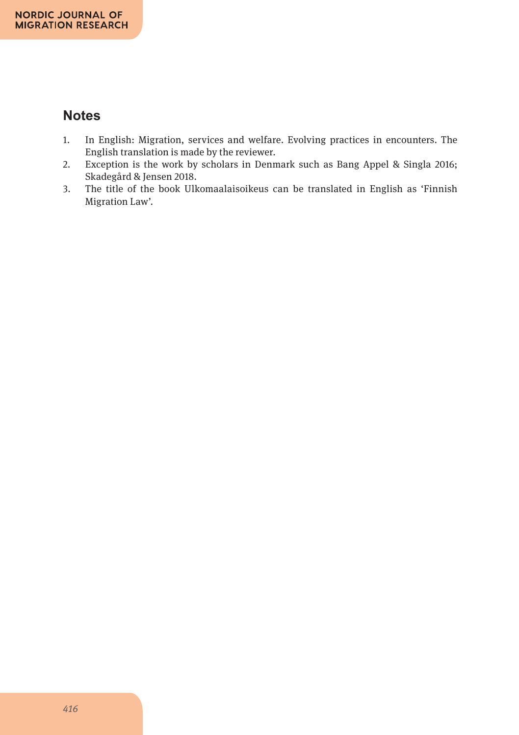## Notes

1. In English: Migration, services and welfare. Evolving practices in encounters. The English translation is made by the reviewer.
2. Exception is the work by scholars in Denmark such as Bang Appel & Singla 2016; Skadegård & Jensen 2018.
3. The title of the book Ulkomaalaisoikeus can be translated in English as 'Finnish Migration Law'.